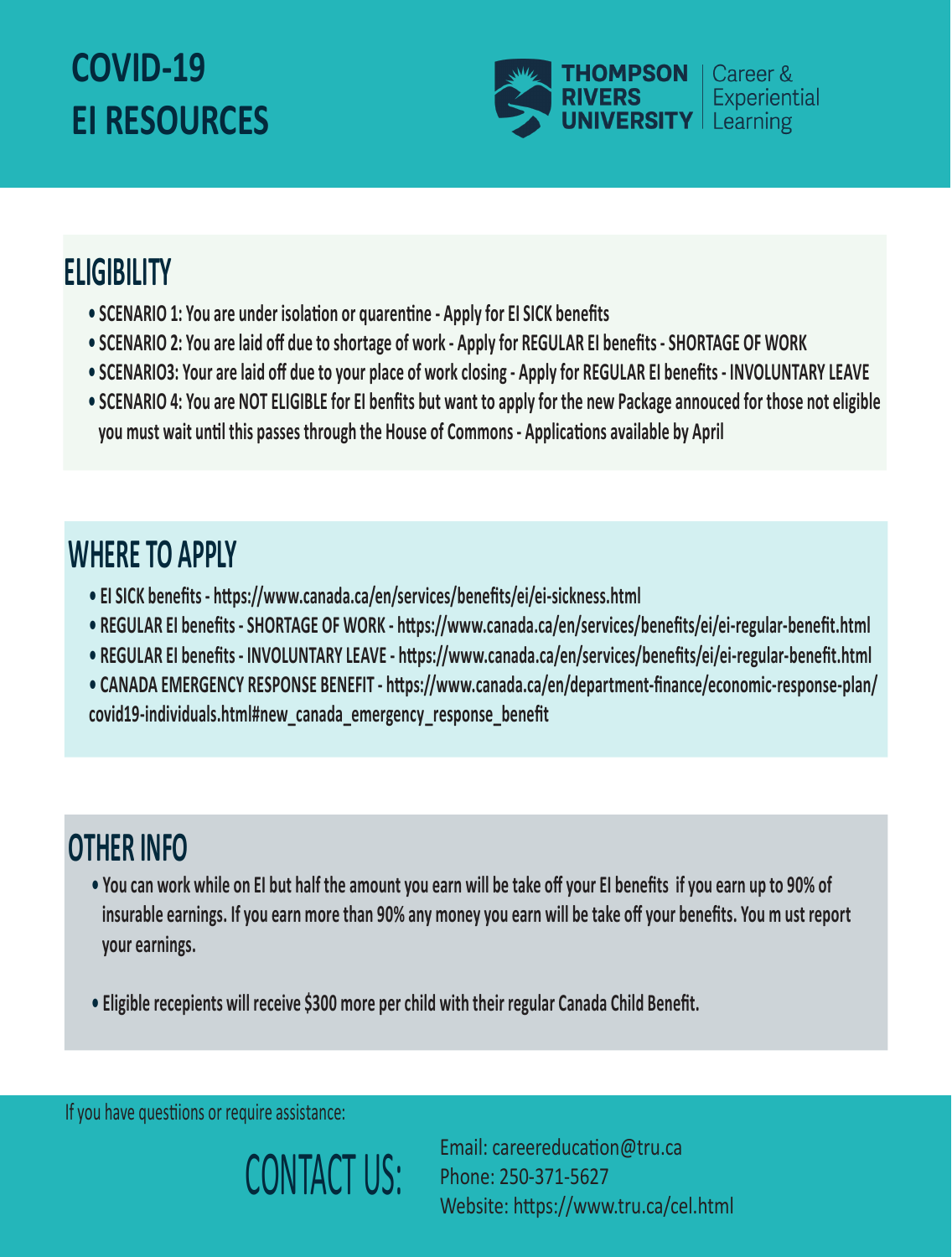# COVID-19 EI RESOURCES

THOMPSON RIVERS UNIVERSITY | Career & Experiential Learning

## ELIGIBILITY

- **SCENARIO 1: You are under isolation or quarentine - Apply for EI SICK benefits**
- **SCENARIO 2: You are laid off due to shortage of work - Apply for REGULAR EI benefits - SHORTAGE OF WORK**
- **SCENARIO3: Your are laid off due to your place of work closing - Apply for REGULAR EI benefits - INVOLUNTARY LEAVE**
- **SCENARIO 4: You are NOT ELIGIBLE for EI benfits but want to apply for the new Package annouced for those not eligible you must wait until this passes through the House of Commons - Applications available by April**

## WHERE TO APPLY

- **EI SICK benefits - https://www.canada.ca/en/services/benefits/ei/ei-sickness.html**
- **REGULAR EI benefits - SHORTAGE OF WORK - https://www.canada.ca/en/services/benefits/ei/ei-regular-benefit.html**
- **REGULAR EI benefits - INVOLUNTARY LEAVE - https://www.canada.ca/en/services/benefits/ei/ei-regular-benefit.html**
- **CANADA EMERGENCY RESPONSE BENEFIT - https://www.canada.ca/en/department-finance/economic-response-plan/covid19-individuals.html#new_canada_emergency_response_benefit**

## OTHER INFO

- **You can work while on EI but half the amount you earn will be take off your EI benefits if you earn up to 90% of insurable earnings. If you earn more than 90% any money you earn will be take off your benefits. You m ust report your earnings.**

- **Eligible recepients will receive $300 more per child with their regular Canada Child Benefit.**

If you have questions or require assistance:

CONTACT US:

Email: careereducation@tru.ca
Phone: 250-371-5627
Website: https://www.tru.ca/cel.html